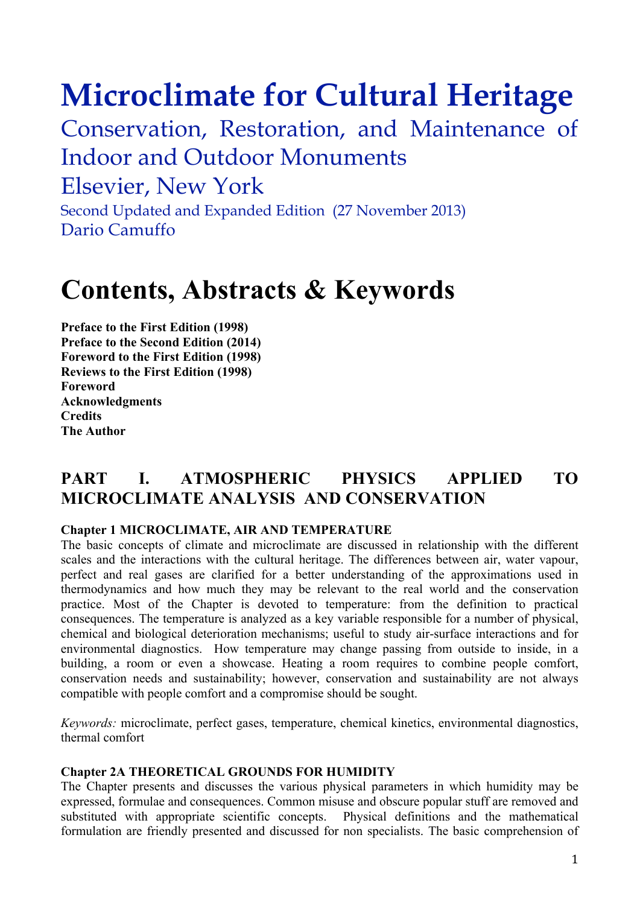# Microclimate for Cultural Heritage

## Conservation, Restoration, and Maintenance of Indoor and Outdoor Monuments

## Elsevier, New York

Second Updated and Expanded Edition (27 November 2013)

Dario Camuffo

# Contents, Abstracts & Keywords

**Preface to the First Edition (1998)**
**Preface to the Second Edition (2014)**
**Foreword to the First Edition (1998)**
**Reviews to the First Edition (1998)**
**Foreword**
**Acknowledgments**
**Credits**
**The Author**

## PART I. ATMOSPHERIC PHYSICS APPLIED TO MICROCLIMATE ANALYSIS AND CONSERVATION

### Chapter 1 MICROCLIMATE, AIR AND TEMPERATURE

The basic concepts of climate and microclimate are discussed in relationship with the different scales and the interactions with the cultural heritage. The differences between air, water vapour, perfect and real gases are clarified for a better understanding of the approximations used in thermodynamics and how much they may be relevant to the real world and the conservation practice. Most of the Chapter is devoted to temperature: from the definition to practical consequences. The temperature is analyzed as a key variable responsible for a number of physical, chemical and biological deterioration mechanisms; useful to study air-surface interactions and for environmental diagnostics. How temperature may change passing from outside to inside, in a building, a room or even a showcase. Heating a room requires to combine people comfort, conservation needs and sustainability; however, conservation and sustainability are not always compatible with people comfort and a compromise should be sought.

*Keywords:* microclimate, perfect gases, temperature, chemical kinetics, environmental diagnostics, thermal comfort

### Chapter 2A THEORETICAL GROUNDS FOR HUMIDITY

The Chapter presents and discusses the various physical parameters in which humidity may be expressed, formulae and consequences. Common misuse and obscure popular stuff are removed and substituted with appropriate scientific concepts. Physical definitions and the mathematical formulation are friendly presented and discussed for non specialists. The basic comprehension of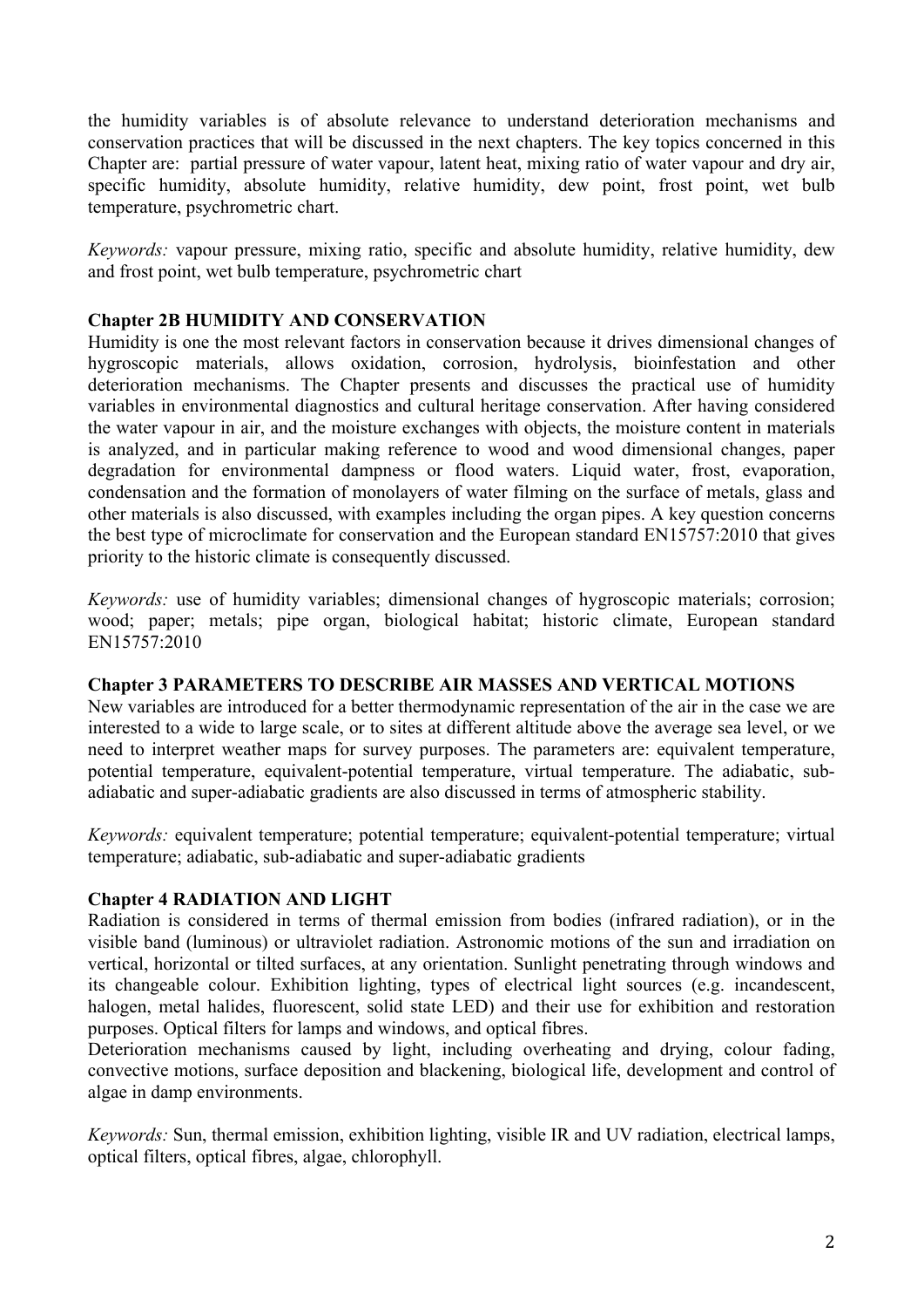the humidity variables is of absolute relevance to understand deterioration mechanisms and conservation practices that will be discussed in the next chapters. The key topics concerned in this Chapter are: partial pressure of water vapour, latent heat, mixing ratio of water vapour and dry air, specific humidity, absolute humidity, relative humidity, dew point, frost point, wet bulb temperature, psychrometric chart.

*Keywords:* vapour pressure, mixing ratio, specific and absolute humidity, relative humidity, dew and frost point, wet bulb temperature, psychrometric chart

**Chapter 2B HUMIDITY AND CONSERVATION**

Humidity is one the most relevant factors in conservation because it drives dimensional changes of hygroscopic materials, allows oxidation, corrosion, hydrolysis, bioinfestation and other deterioration mechanisms. The Chapter presents and discusses the practical use of humidity variables in environmental diagnostics and cultural heritage conservation. After having considered the water vapour in air, and the moisture exchanges with objects, the moisture content in materials is analyzed, and in particular making reference to wood and wood dimensional changes, paper degradation for environmental dampness or flood waters. Liquid water, frost, evaporation, condensation and the formation of monolayers of water filming on the surface of metals, glass and other materials is also discussed, with examples including the organ pipes. A key question concerns the best type of microclimate for conservation and the European standard EN15757:2010 that gives priority to the historic climate is consequently discussed.

*Keywords:* use of humidity variables; dimensional changes of hygroscopic materials; corrosion; wood; paper; metals; pipe organ, biological habitat; historic climate, European standard EN15757:2010

**Chapter 3 PARAMETERS TO DESCRIBE AIR MASSES AND VERTICAL MOTIONS**

New variables are introduced for a better thermodynamic representation of the air in the case we are interested to a wide to large scale, or to sites at different altitude above the average sea level, or we need to interpret weather maps for survey purposes. The parameters are: equivalent temperature, potential temperature, equivalent-potential temperature, virtual temperature. The adiabatic, sub-adiabatic and super-adiabatic gradients are also discussed in terms of atmospheric stability.

*Keywords:* equivalent temperature; potential temperature; equivalent-potential temperature; virtual temperature; adiabatic, sub-adiabatic and super-adiabatic gradients

**Chapter 4 RADIATION AND LIGHT**

Radiation is considered in terms of thermal emission from bodies (infrared radiation), or in the visible band (luminous) or ultraviolet radiation. Astronomic motions of the sun and irradiation on vertical, horizontal or tilted surfaces, at any orientation. Sunlight penetrating through windows and its changeable colour. Exhibition lighting, types of electrical light sources (e.g. incandescent, halogen, metal halides, fluorescent, solid state LED) and their use for exhibition and restoration purposes. Optical filters for lamps and windows, and optical fibres.

Deterioration mechanisms caused by light, including overheating and drying, colour fading, convective motions, surface deposition and blackening, biological life, development and control of algae in damp environments.

*Keywords:* Sun, thermal emission, exhibition lighting, visible IR and UV radiation, electrical lamps, optical filters, optical fibres, algae, chlorophyll.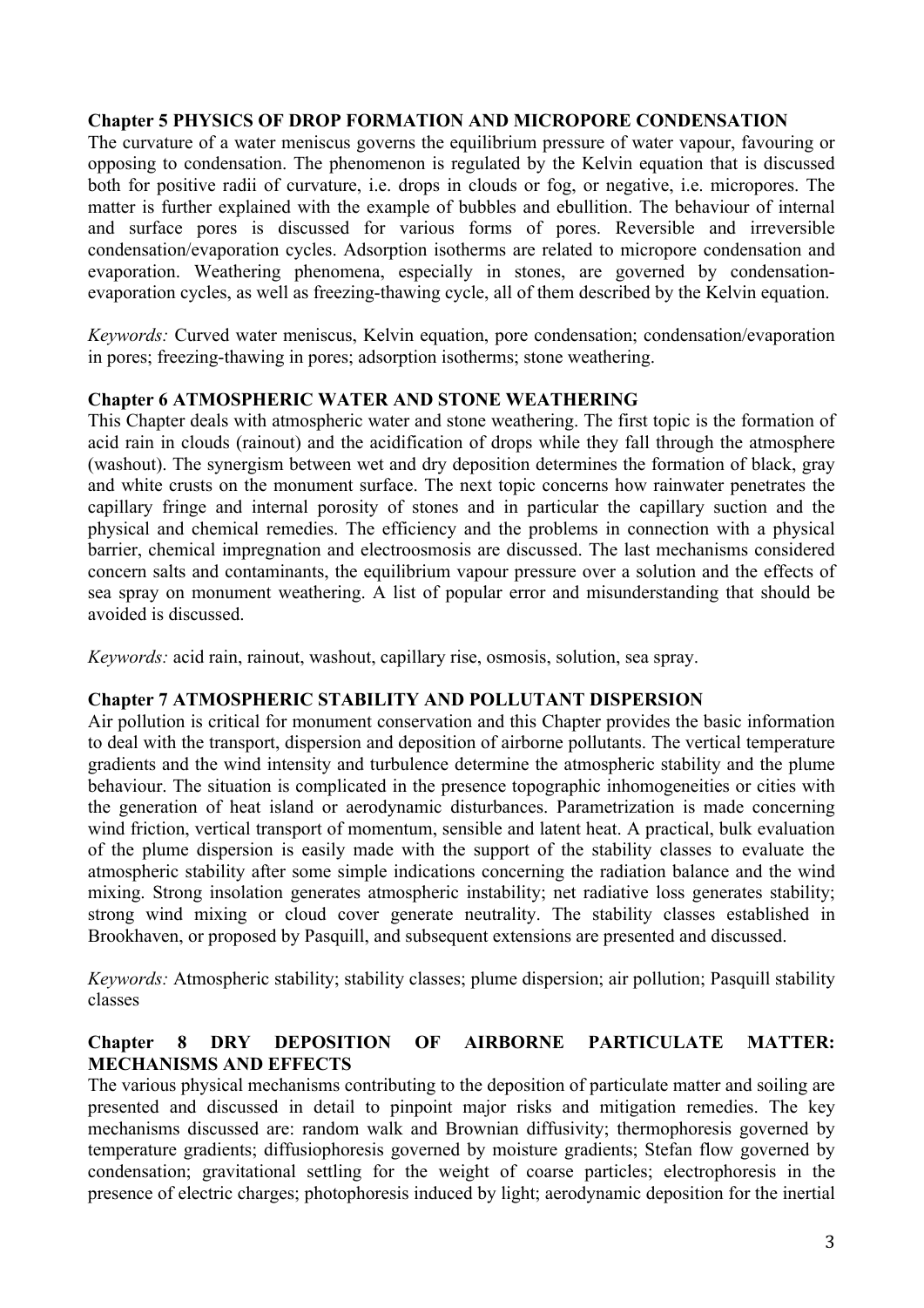**Chapter 5 PHYSICS OF DROP FORMATION AND MICROPORE CONDENSATION**

The curvature of a water meniscus governs the equilibrium pressure of water vapour, favouring or opposing to condensation. The phenomenon is regulated by the Kelvin equation that is discussed both for positive radii of curvature, i.e. drops in clouds or fog, or negative, i.e. micropores. The matter is further explained with the example of bubbles and ebullition. The behaviour of internal and surface pores is discussed for various forms of pores. Reversible and irreversible condensation/evaporation cycles. Adsorption isotherms are related to micropore condensation and evaporation. Weathering phenomena, especially in stones, are governed by condensation-evaporation cycles, as well as freezing-thawing cycle, all of them described by the Kelvin equation.

*Keywords:* Curved water meniscus, Kelvin equation, pore condensation; condensation/evaporation in pores; freezing-thawing in pores; adsorption isotherms; stone weathering.

**Chapter 6 ATMOSPHERIC WATER AND STONE WEATHERING**

This Chapter deals with atmospheric water and stone weathering. The first topic is the formation of acid rain in clouds (rainout) and the acidification of drops while they fall through the atmosphere (washout). The synergism between wet and dry deposition determines the formation of black, gray and white crusts on the monument surface. The next topic concerns how rainwater penetrates the capillary fringe and internal porosity of stones and in particular the capillary suction and the physical and chemical remedies. The efficiency and the problems in connection with a physical barrier, chemical impregnation and electroosmosis are discussed. The last mechanisms considered concern salts and contaminants, the equilibrium vapour pressure over a solution and the effects of sea spray on monument weathering. A list of popular error and misunderstanding that should be avoided is discussed.

*Keywords:* acid rain, rainout, washout, capillary rise, osmosis, solution, sea spray.

**Chapter 7 ATMOSPHERIC STABILITY AND POLLUTANT DISPERSION**

Air pollution is critical for monument conservation and this Chapter provides the basic information to deal with the transport, dispersion and deposition of airborne pollutants. The vertical temperature gradients and the wind intensity and turbulence determine the atmospheric stability and the plume behaviour. The situation is complicated in the presence topographic inhomogeneities or cities with the generation of heat island or aerodynamic disturbances. Parametrization is made concerning wind friction, vertical transport of momentum, sensible and latent heat. A practical, bulk evaluation of the plume dispersion is easily made with the support of the stability classes to evaluate the atmospheric stability after some simple indications concerning the radiation balance and the wind mixing. Strong insolation generates atmospheric instability; net radiative loss generates stability; strong wind mixing or cloud cover generate neutrality. The stability classes established in Brookhaven, or proposed by Pasquill, and subsequent extensions are presented and discussed.

*Keywords:* Atmospheric stability; stability classes; plume dispersion; air pollution; Pasquill stability classes

**Chapter 8 DRY DEPOSITION OF AIRBORNE PARTICULATE MATTER: MECHANISMS AND EFFECTS**

The various physical mechanisms contributing to the deposition of particulate matter and soiling are presented and discussed in detail to pinpoint major risks and mitigation remedies. The key mechanisms discussed are: random walk and Brownian diffusivity; thermophoresis governed by temperature gradients; diffusiophoresis governed by moisture gradients; Stefan flow governed by condensation; gravitational settling for the weight of coarse particles; electrophoresis in the presence of electric charges; photophoresis induced by light; aerodynamic deposition for the inertial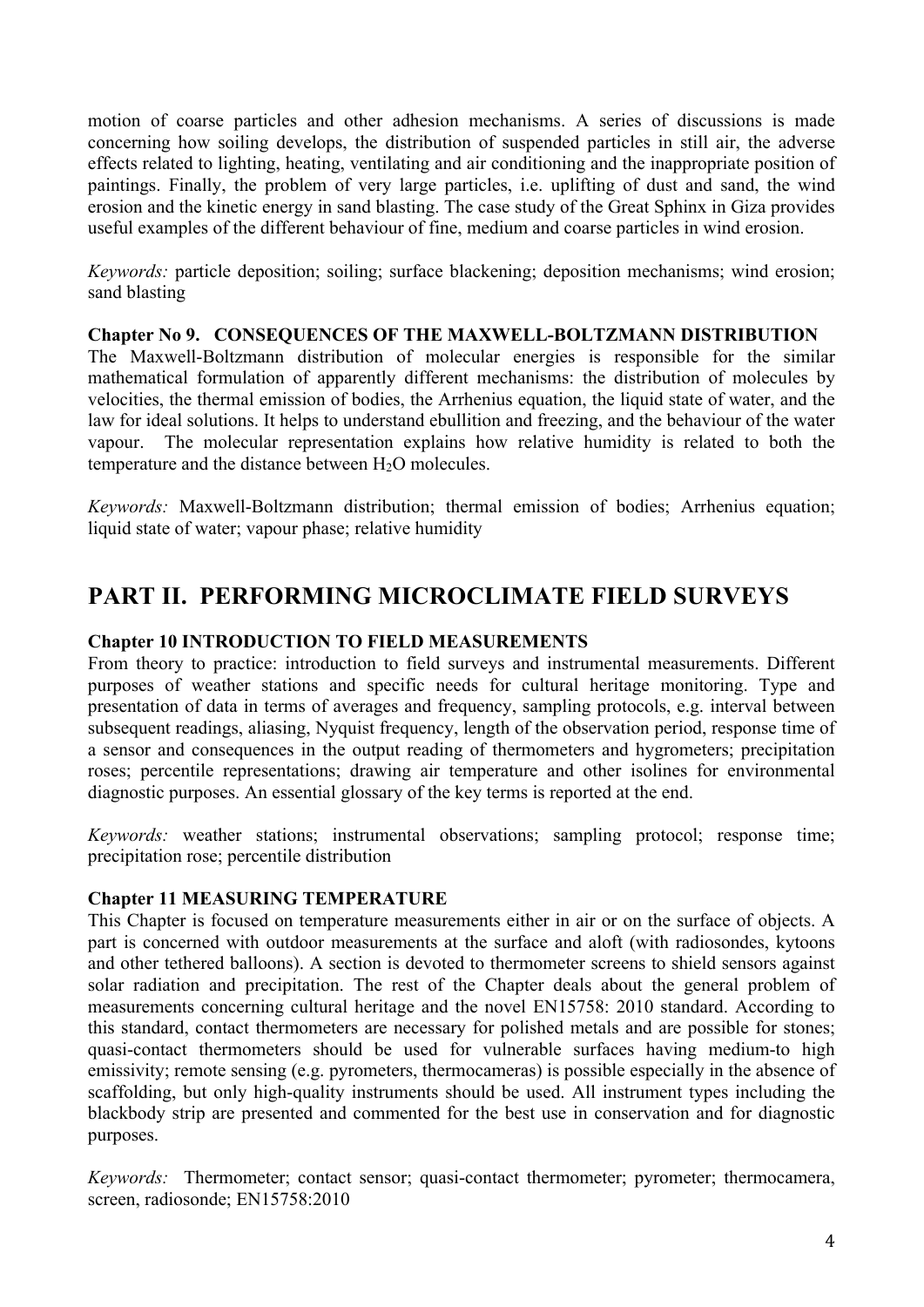motion of coarse particles and other adhesion mechanisms. A series of discussions is made concerning how soiling develops, the distribution of suspended particles in still air, the adverse effects related to lighting, heating, ventilating and air conditioning and the inappropriate position of paintings. Finally, the problem of very large particles, i.e. uplifting of dust and sand, the wind erosion and the kinetic energy in sand blasting. The case study of the Great Sphinx in Giza provides useful examples of the different behaviour of fine, medium and coarse particles in wind erosion.

*Keywords:* particle deposition; soiling; surface blackening; deposition mechanisms; wind erosion; sand blasting

**Chapter No 9. CONSEQUENCES OF THE MAXWELL-BOLTZMANN DISTRIBUTION**

The Maxwell-Boltzmann distribution of molecular energies is responsible for the similar mathematical formulation of apparently different mechanisms: the distribution of molecules by velocities, the thermal emission of bodies, the Arrhenius equation, the liquid state of water, and the law for ideal solutions. It helps to understand ebullition and freezing, and the behaviour of the water vapour. The molecular representation explains how relative humidity is related to both the temperature and the distance between $H_2O$ molecules.

*Keywords:* Maxwell-Boltzmann distribution; thermal emission of bodies; Arrhenius equation; liquid state of water; vapour phase; relative humidity

## PART II. PERFORMING MICROCLIMATE FIELD SURVEYS

**Chapter 10 INTRODUCTION TO FIELD MEASUREMENTS**

From theory to practice: introduction to field surveys and instrumental measurements. Different purposes of weather stations and specific needs for cultural heritage monitoring. Type and presentation of data in terms of averages and frequency, sampling protocols, e.g. interval between subsequent readings, aliasing, Nyquist frequency, length of the observation period, response time of a sensor and consequences in the output reading of thermometers and hygrometers; precipitation roses; percentile representations; drawing air temperature and other isolines for environmental diagnostic purposes. An essential glossary of the key terms is reported at the end.

*Keywords:* weather stations; instrumental observations; sampling protocol; response time; precipitation rose; percentile distribution

**Chapter 11 MEASURING TEMPERATURE**

This Chapter is focused on temperature measurements either in air or on the surface of objects. A part is concerned with outdoor measurements at the surface and aloft (with radiosondes, kytoons and other tethered balloons). A section is devoted to thermometer screens to shield sensors against solar radiation and precipitation. The rest of the Chapter deals about the general problem of measurements concerning cultural heritage and the novel EN15758: 2010 standard. According to this standard, contact thermometers are necessary for polished metals and are possible for stones; quasi-contact thermometers should be used for vulnerable surfaces having medium-to high emissivity; remote sensing (e.g. pyrometers, thermocameras) is possible especially in the absence of scaffolding, but only high-quality instruments should be used. All instrument types including the blackbody strip are presented and commented for the best use in conservation and for diagnostic purposes.

*Keywords:* Thermometer; contact sensor; quasi-contact thermometer; pyrometer; thermocamera, screen, radiosonde; EN15758:2010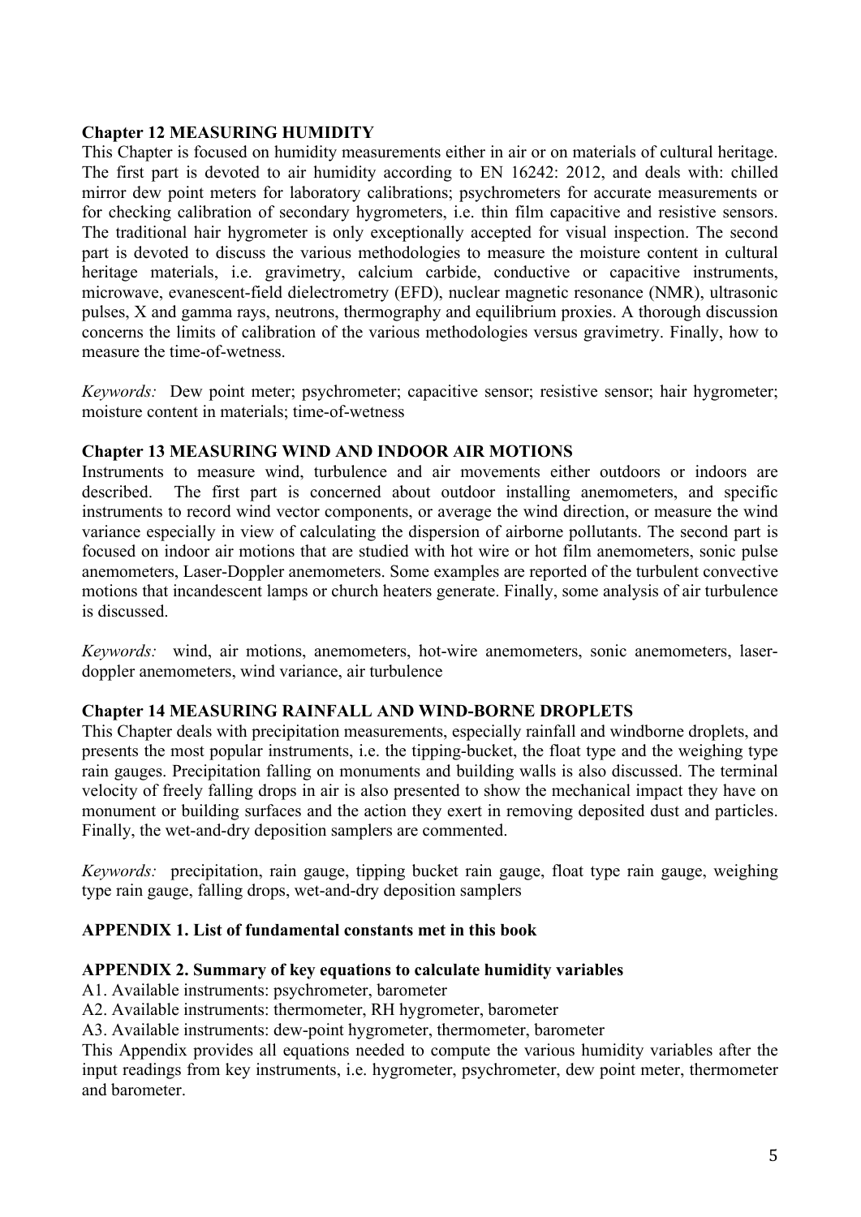**Chapter 12 MEASURING HUMIDITY**

This Chapter is focused on humidity measurements either in air or on materials of cultural heritage. The first part is devoted to air humidity according to EN 16242: 2012, and deals with: chilled mirror dew point meters for laboratory calibrations; psychrometers for accurate measurements or for checking calibration of secondary hygrometers, i.e. thin film capacitive and resistive sensors. The traditional hair hygrometer is only exceptionally accepted for visual inspection. The second part is devoted to discuss the various methodologies to measure the moisture content in cultural heritage materials, i.e. gravimetry, calcium carbide, conductive or capacitive instruments, microwave, evanescent-field dielectrometry (EFD), nuclear magnetic resonance (NMR), ultrasonic pulses, X and gamma rays, neutrons, thermography and equilibrium proxies. A thorough discussion concerns the limits of calibration of the various methodologies versus gravimetry. Finally, how to measure the time-of-wetness.

*Keywords:* Dew point meter; psychrometer; capacitive sensor; resistive sensor; hair hygrometer; moisture content in materials; time-of-wetness

**Chapter 13 MEASURING WIND AND INDOOR AIR MOTIONS**

Instruments to measure wind, turbulence and air movements either outdoors or indoors are described. The first part is concerned about outdoor installing anemometers, and specific instruments to record wind vector components, or average the wind direction, or measure the wind variance especially in view of calculating the dispersion of airborne pollutants. The second part is focused on indoor air motions that are studied with hot wire or hot film anemometers, sonic pulse anemometers, Laser-Doppler anemometers. Some examples are reported of the turbulent convective motions that incandescent lamps or church heaters generate. Finally, some analysis of air turbulence is discussed.

*Keywords:* wind, air motions, anemometers, hot-wire anemometers, sonic anemometers, laser-doppler anemometers, wind variance, air turbulence

**Chapter 14 MEASURING RAINFALL AND WIND-BORNE DROPLETS**

This Chapter deals with precipitation measurements, especially rainfall and windborne droplets, and presents the most popular instruments, i.e. the tipping-bucket, the float type and the weighing type rain gauges. Precipitation falling on monuments and building walls is also discussed. The terminal velocity of freely falling drops in air is also presented to show the mechanical impact they have on monument or building surfaces and the action they exert in removing deposited dust and particles. Finally, the wet-and-dry deposition samplers are commented.

*Keywords:* precipitation, rain gauge, tipping bucket rain gauge, float type rain gauge, weighing type rain gauge, falling drops, wet-and-dry deposition samplers

**APPENDIX 1. List of fundamental constants met in this book**

**APPENDIX 2. Summary of key equations to calculate humidity variables**

A1. Available instruments: psychrometer, barometer

A2. Available instruments: thermometer, RH hygrometer, barometer

A3. Available instruments: dew-point hygrometer, thermometer, barometer

This Appendix provides all equations needed to compute the various humidity variables after the input readings from key instruments, i.e. hygrometer, psychrometer, dew point meter, thermometer and barometer.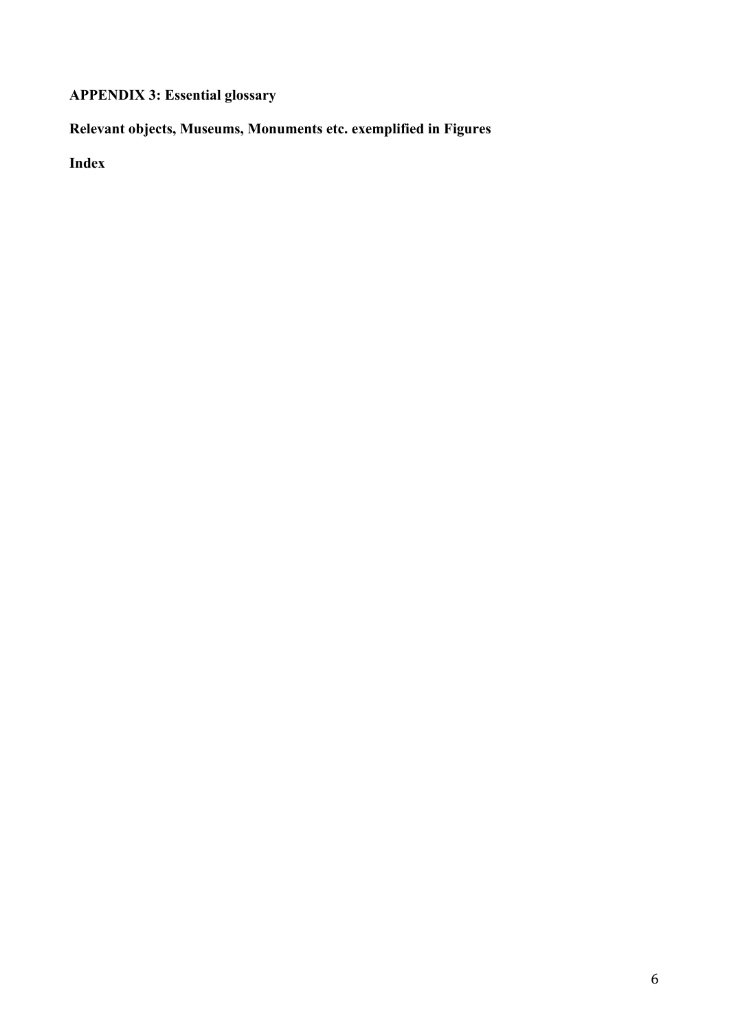**APPENDIX 3: Essential glossary**

**Relevant objects, Museums, Monuments etc. exemplified in Figures**

**Index**